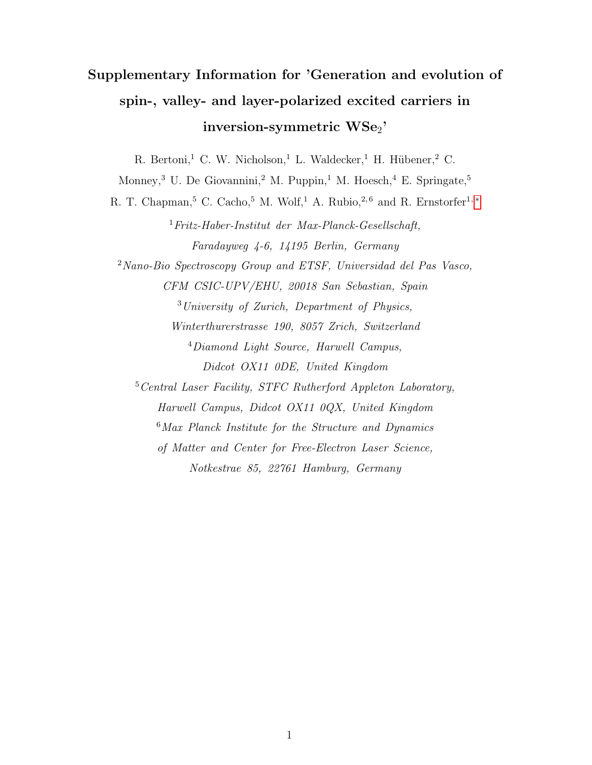# Supplementary Information for 'Generation and evolution of spin-, valley- and layer-polarized excited carriers in inversion-symmetric $WSe_2$'

R. Bertoni,[1] C. W. Nicholson,[1] L. Waldecker,[1] H. Hübener,[2] C. Monney,[3] U. De Giovannini,[2] M. Puppin,[1] M. Hoesch,[4] E. Springate,[5] R. T. Chapman,[5] C. Cacho,[5] M. Wolf,[1] A. Rubio,[2,6] and R. Ernstorfer[1,*]

[1] *Fritz-Haber-Institut der Max-Planck-Gesellschaft, Faradayweg 4-6, 14195 Berlin, Germany*

[2] *Nano-Bio Spectroscopy Group and ETSF, Universidad del Pas Vasco, CFM CSIC-UPV/EHU, 20018 San Sebastian, Spain*

[3] *University of Zurich, Department of Physics, Winterthurerstrasse 190, 8057 Zrich, Switzerland*

[4] *Diamond Light Source, Harwell Campus, Didcot OX11 0DE, United Kingdom*

[5] *Central Laser Facility, STFC Rutherford Appleton Laboratory, Harwell Campus, Didcot OX11 0QX, United Kingdom*

[6] *Max Planck Institute for the Structure and Dynamics of Matter and Center for Free-Electron Laser Science, Notkestrae 85, 22761 Hamburg, Germany*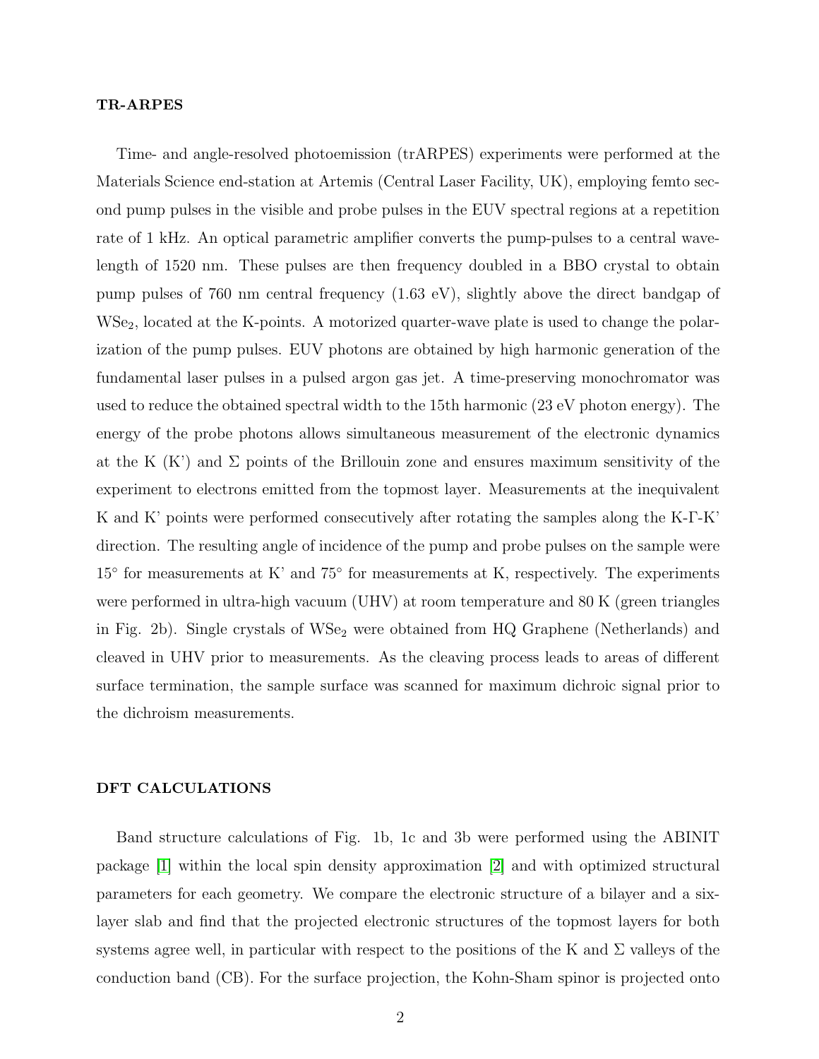## TR-ARPES

Time- and angle-resolved photoemission (trARPES) experiments were performed at the Materials Science end-station at Artemis (Central Laser Facility, UK), employing femto second pump pulses in the visible and probe pulses in the EUV spectral regions at a repetition rate of 1 kHz. An optical parametric amplifier converts the pump-pulses to a central wavelength of 1520 nm. These pulses are then frequency doubled in a BBO crystal to obtain pump pulses of 760 nm central frequency (1.63 eV), slightly above the direct bandgap of $WSe_2$, located at the K-points. A motorized quarter-wave plate is used to change the polarization of the pump pulses. EUV photons are obtained by high harmonic generation of the fundamental laser pulses in a pulsed argon gas jet. A time-preserving monochromator was used to reduce the obtained spectral width to the 15th harmonic (23 eV photon energy). The energy of the probe photons allows simultaneous measurement of the electronic dynamics at the K (K') and $\Sigma$ points of the Brillouin zone and ensures maximum sensitivity of the experiment to electrons emitted from the topmost layer. Measurements at the inequivalent K and K' points were performed consecutively after rotating the samples along the K-Γ-K' direction. The resulting angle of incidence of the pump and probe pulses on the sample were 15° for measurements at K' and 75° for measurements at K, respectively. The experiments were performed in ultra-high vacuum (UHV) at room temperature and 80 K (green triangles in Fig. 2b). Single crystals of $WSe_2$ were obtained from HQ Graphene (Netherlands) and cleaved in UHV prior to measurements. As the cleaving process leads to areas of different surface termination, the sample surface was scanned for maximum dichroic signal prior to the dichroism measurements.

## DFT CALCULATIONS

Band structure calculations of Fig. 1b, 1c and 3b were performed using the ABINIT package [1] within the local spin density approximation [2] and with optimized structural parameters for each geometry. We compare the electronic structure of a bilayer and a six-layer slab and find that the projected electronic structures of the topmost layers for both systems agree well, in particular with respect to the positions of the K and $\Sigma$ valleys of the conduction band (CB). For the surface projection, the Kohn-Sham spinor is projected onto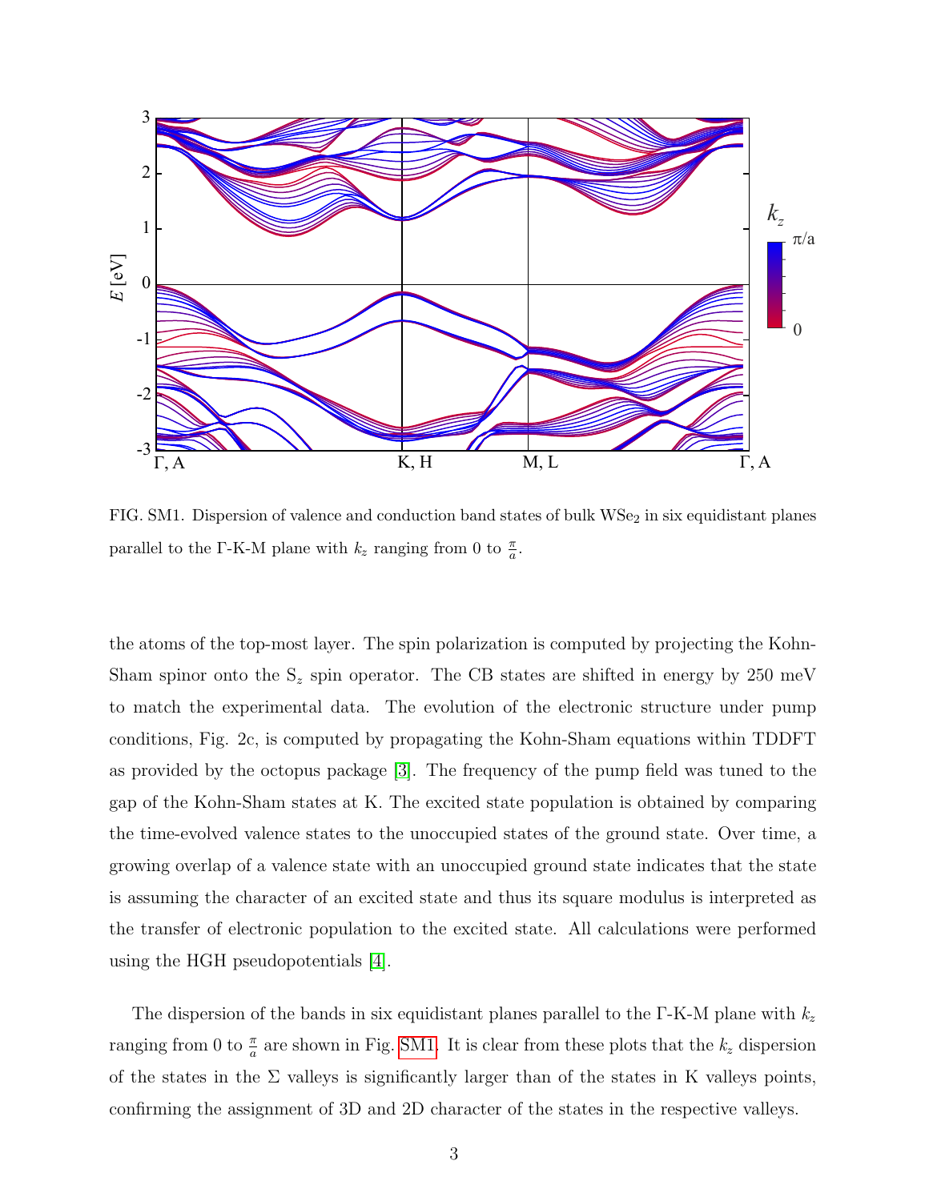FIG. SM1. Dispersion of valence and conduction band states of bulk $WSe_2$ in six equidistant planes parallel to the Γ-K-M plane with $k_z$ ranging from 0 to $\frac{\pi}{a}$.

the atoms of the top-most layer. The spin polarization is computed by projecting the Kohn-Sham spinor onto the $S_z$ spin operator. The CB states are shifted in energy by 250 meV to match the experimental data. The evolution of the electronic structure under pump conditions, Fig. 2c, is computed by propagating the Kohn-Sham equations within TDDFT as provided by the octopus package [3]. The frequency of the pump field was tuned to the gap of the Kohn-Sham states at K. The excited state population is obtained by comparing the time-evolved valence states to the unoccupied states of the ground state. Over time, a growing overlap of a valence state with an unoccupied ground state indicates that the state is assuming the character of an excited state and thus its square modulus is interpreted as the transfer of electronic population to the excited state. All calculations were performed using the HGH pseudopotentials [4].

The dispersion of the bands in six equidistant planes parallel to the Γ-K-M plane with $k_z$ ranging from 0 to $\frac{\pi}{a}$ are shown in Fig. SM1. It is clear from these plots that the $k_z$ dispersion of the states in the Σ valleys is significantly larger than of the states in K valleys points, confirming the assignment of 3D and 2D character of the states in the respective valleys.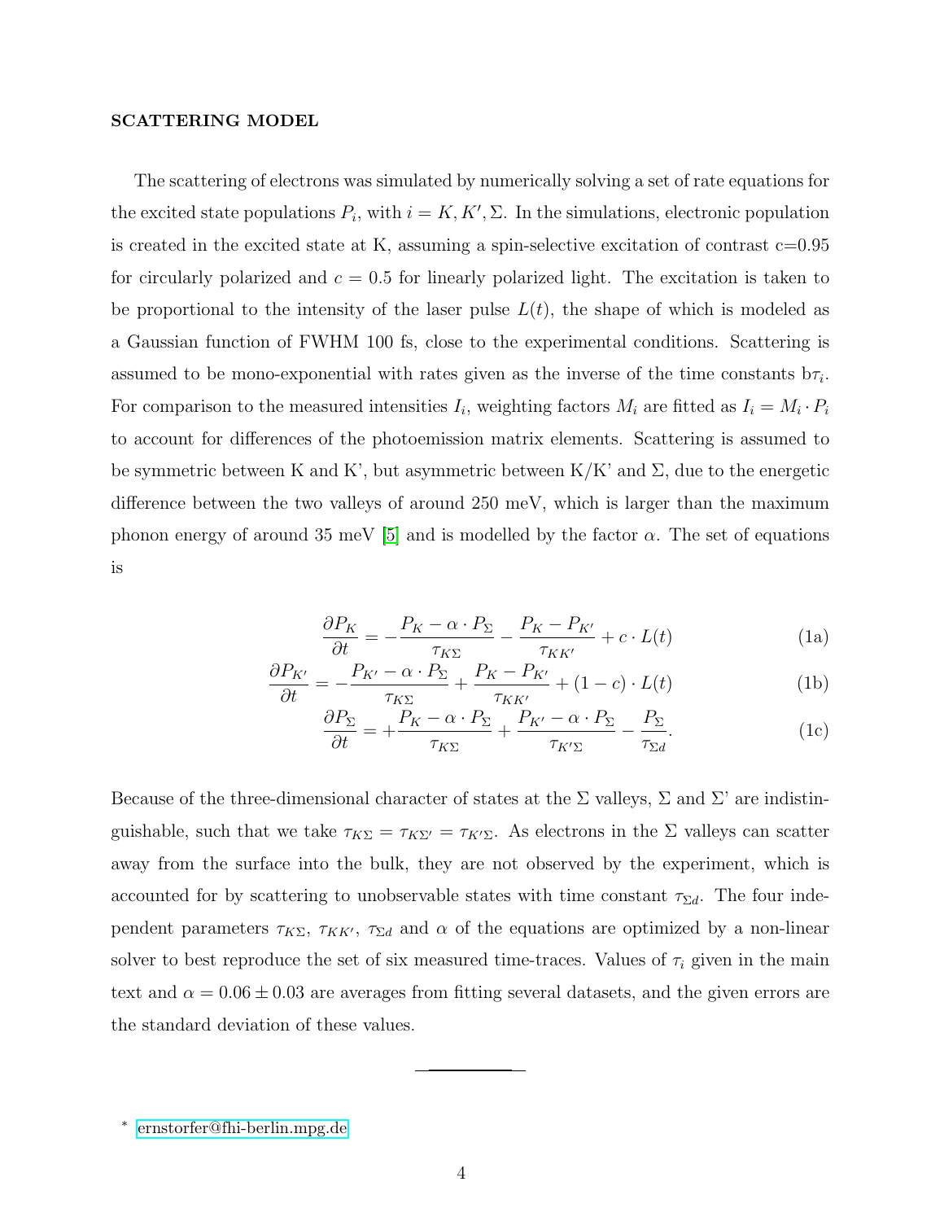## SCATTERING MODEL

The scattering of electrons was simulated by numerically solving a set of rate equations for the excited state populations $P_i$, with $i = K, K', \Sigma$. In the simulations, electronic population is created in the excited state at K, assuming a spin-selective excitation of contrast c=0.95 for circularly polarized and $c = 0.5$ for linearly polarized light. The excitation is taken to be proportional to the intensity of the laser pulse $L(t)$, the shape of which is modeled as a Gaussian function of FWHM 100 fs, close to the experimental conditions. Scattering is assumed to be mono-exponential with rates given as the inverse of the time constants b$\tau_i$. For comparison to the measured intensities $I_i$, weighting factors $M_i$ are fitted as $I_i = M_i \cdot P_i$ to account for differences of the photoemission matrix elements. Scattering is assumed to be symmetric between K and K', but asymmetric between K/K' and $\Sigma$, due to the energetic difference between the two valleys of around 250 meV, which is larger than the maximum phonon energy of around 35 meV [5] and is modelled by the factor $\alpha$. The set of equations is

$$\frac{\partial P_K}{\partial t} = -\frac{P_K - \alpha \cdot P_\Sigma}{\tau_{K\Sigma}} - \frac{P_K - P_{K'}}{\tau_{KK'}} + c \cdot L(t) \tag{1a}$$

$$\frac{\partial P_{K'}}{\partial t} = -\frac{P_{K'} - \alpha \cdot P_\Sigma}{\tau_{K\Sigma}} + \frac{P_K - P_{K'}}{\tau_{KK'}} + (1-c) \cdot L(t) \tag{1b}$$

$$\frac{\partial P_\Sigma}{\partial t} = +\frac{P_K - \alpha \cdot P_\Sigma}{\tau_{K\Sigma}} + \frac{P_{K'} - \alpha \cdot P_\Sigma}{\tau_{K'\Sigma}} - \frac{P_\Sigma}{\tau_{\Sigma d}}. \tag{1c}$$

Because of the three-dimensional character of states at the $\Sigma$ valleys, $\Sigma$ and $\Sigma$' are indistinguishable, such that we take $\tau_{K\Sigma} = \tau_{K\Sigma'} = \tau_{K'\Sigma}$. As electrons in the $\Sigma$ valleys can scatter away from the surface into the bulk, they are not observed by the experiment, which is accounted for by scattering to unobservable states with time constant $\tau_{\Sigma d}$. The four independent parameters $\tau_{K\Sigma}$, $\tau_{KK'}$, $\tau_{\Sigma d}$ and $\alpha$ of the equations are optimized by a non-linear solver to best reproduce the set of six measured time-traces. Values of $\tau_i$ given in the main text and $\alpha = 0.06 \pm 0.03$ are averages from fitting several datasets, and the given errors are the standard deviation of these values.

---

\* ernstorfer@fhi-berlin.mpg.de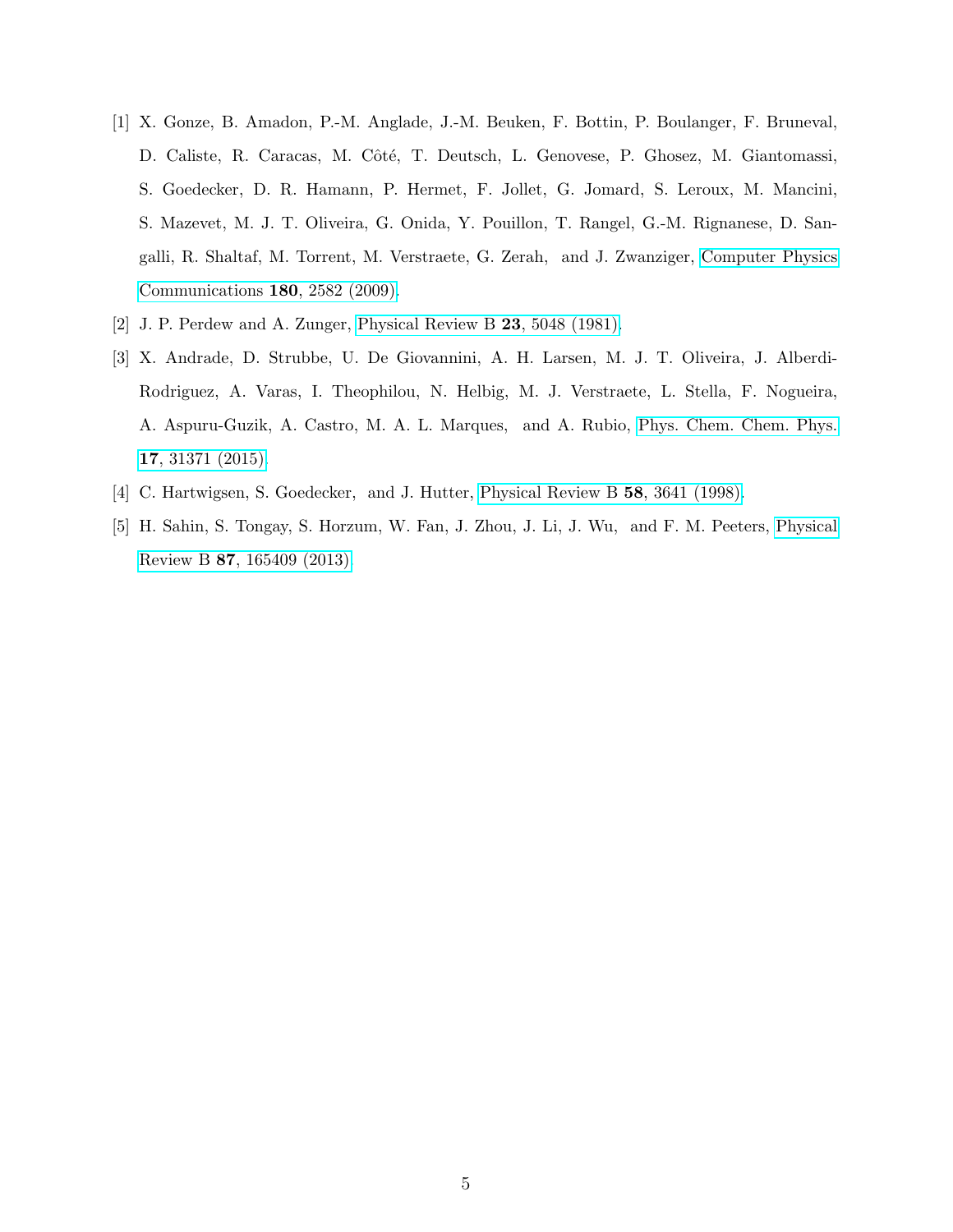[1] X. Gonze, B. Amadon, P.-M. Anglade, J.-M. Beuken, F. Bottin, P. Boulanger, F. Bruneval, D. Caliste, R. Caracas, M. Côté, T. Deutsch, L. Genovese, P. Ghosez, M. Giantomassi, S. Goedecker, D. R. Hamann, P. Hermet, F. Jollet, G. Jomard, S. Leroux, M. Mancini, S. Mazevet, M. J. T. Oliveira, G. Onida, Y. Pouillon, T. Rangel, G.-M. Rignanese, D. Sangalli, R. Shaltaf, M. Torrent, M. Verstraete, G. Zerah, and J. Zwanziger, Computer Physics Communications **180**, 2582 (2009).

[2] J. P. Perdew and A. Zunger, Physical Review B **23**, 5048 (1981).

[3] X. Andrade, D. Strubbe, U. De Giovannini, A. H. Larsen, M. J. T. Oliveira, J. Alberdi-Rodriguez, A. Varas, I. Theophilou, N. Helbig, M. J. Verstraete, L. Stella, F. Nogueira, A. Aspuru-Guzik, A. Castro, M. A. L. Marques, and A. Rubio, Phys. Chem. Chem. Phys. **17**, 31371 (2015).

[4] C. Hartwigsen, S. Goedecker, and J. Hutter, Physical Review B **58**, 3641 (1998).

[5] H. Sahin, S. Tongay, S. Horzum, W. Fan, J. Zhou, J. Li, J. Wu, and F. M. Peeters, Physical Review B **87**, 165409 (2013).